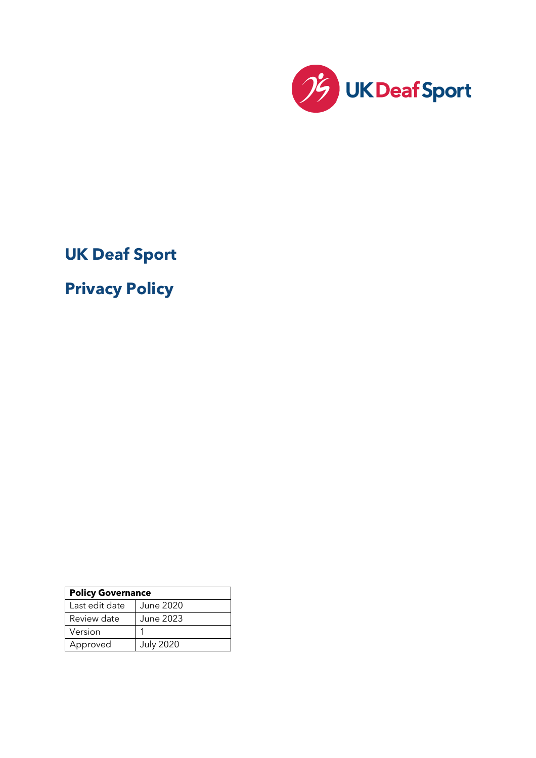# UK Deaf Sport

# Privacy Policy

| Policy Governance | |
|---|---|
| Last edit date | June 2020 |
| Review date | June 2023 |
| Version | 1 |
| Approved | July 2020 |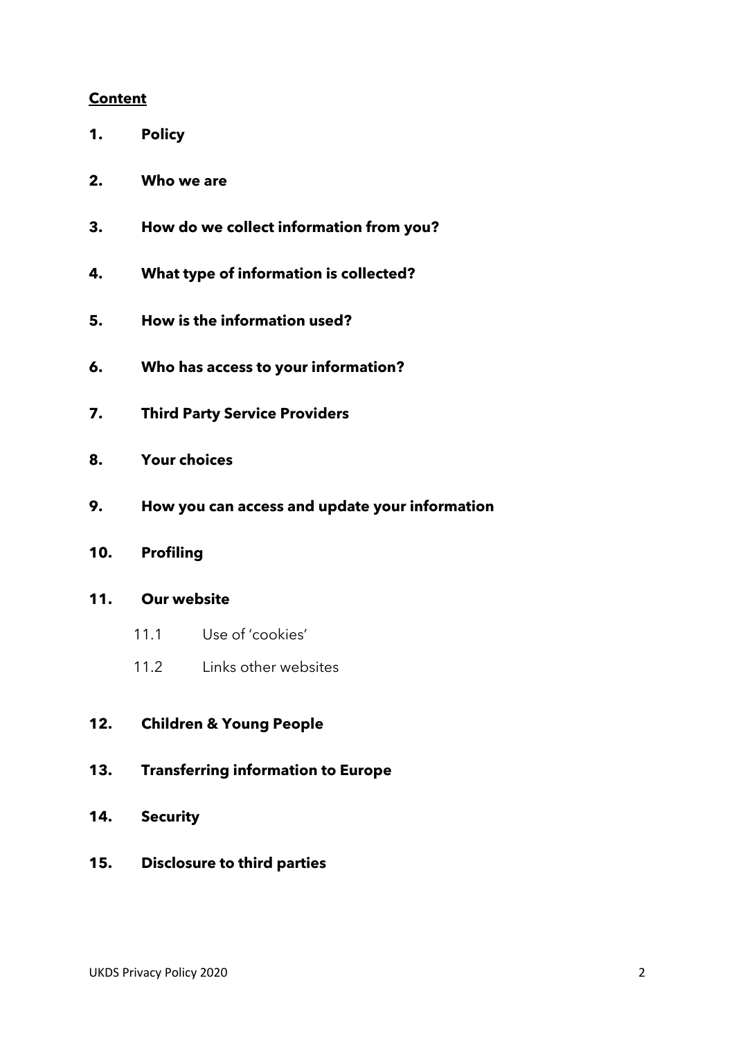## **Content**

1. **Policy**
2. **Who we are**
3. **How do we collect information from you?**
4. **What type of information is collected?**
5. **How is the information used?**
6. **Who has access to your information?**
7. **Third Party Service Providers**
8. **Your choices**
9. **How you can access and update your information**
10. **Profiling**
11. **Our website**
    - 11.1 Use of 'cookies'
    - 11.2 Links other websites
12. **Children & Young People**
13. **Transferring information to Europe**
14. **Security**
15. **Disclosure to third parties**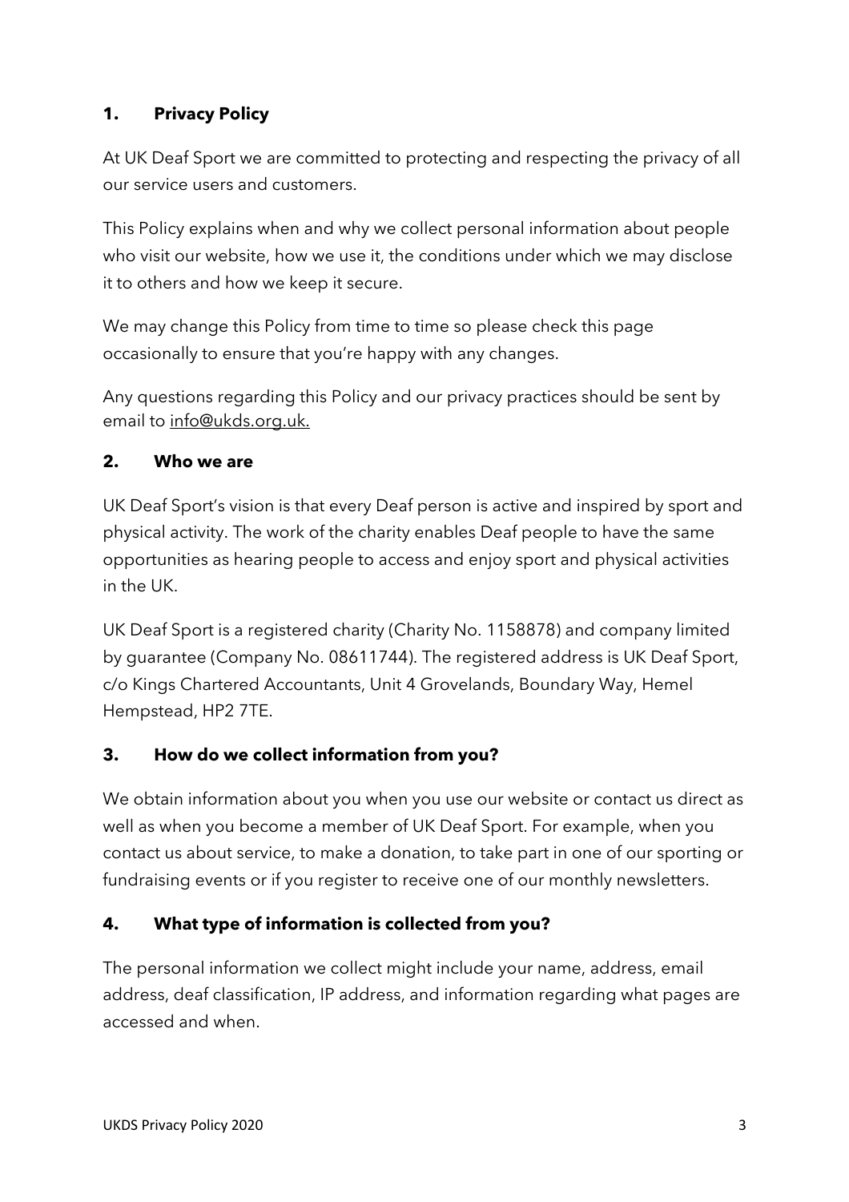## 1. Privacy Policy

At UK Deaf Sport we are committed to protecting and respecting the privacy of all our service users and customers.

This Policy explains when and why we collect personal information about people who visit our website, how we use it, the conditions under which we may disclose it to others and how we keep it secure.

We may change this Policy from time to time so please check this page occasionally to ensure that you're happy with any changes.

Any questions regarding this Policy and our privacy practices should be sent by email to info@ukds.org.uk.

## 2. Who we are

UK Deaf Sport's vision is that every Deaf person is active and inspired by sport and physical activity. The work of the charity enables Deaf people to have the same opportunities as hearing people to access and enjoy sport and physical activities in the UK.

UK Deaf Sport is a registered charity (Charity No. 1158878) and company limited by guarantee (Company No. 08611744). The registered address is UK Deaf Sport, c/o Kings Chartered Accountants, Unit 4 Grovelands, Boundary Way, Hemel Hempstead, HP2 7TE.

## 3. How do we collect information from you?

We obtain information about you when you use our website or contact us direct as well as when you become a member of UK Deaf Sport. For example, when you contact us about service, to make a donation, to take part in one of our sporting or fundraising events or if you register to receive one of our monthly newsletters.

## 4. What type of information is collected from you?

The personal information we collect might include your name, address, email address, deaf classification, IP address, and information regarding what pages are accessed and when.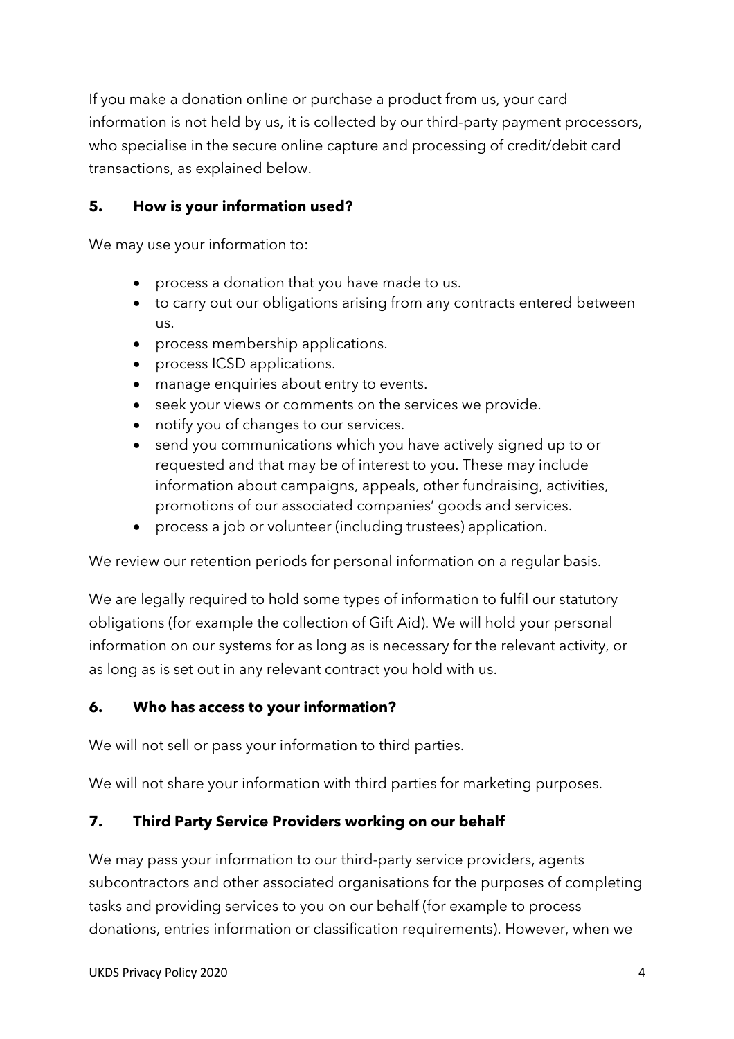If you make a donation online or purchase a product from us, your card information is not held by us, it is collected by our third-party payment processors, who specialise in the secure online capture and processing of credit/debit card transactions, as explained below.

## 5. How is your information used?

We may use your information to:

- process a donation that you have made to us.
- to carry out our obligations arising from any contracts entered between us.
- process membership applications.
- process ICSD applications.
- manage enquiries about entry to events.
- seek your views or comments on the services we provide.
- notify you of changes to our services.
- send you communications which you have actively signed up to or requested and that may be of interest to you. These may include information about campaigns, appeals, other fundraising, activities, promotions of our associated companies' goods and services.
- process a job or volunteer (including trustees) application.

We review our retention periods for personal information on a regular basis.

We are legally required to hold some types of information to fulfil our statutory obligations (for example the collection of Gift Aid). We will hold your personal information on our systems for as long as is necessary for the relevant activity, or as long as is set out in any relevant contract you hold with us.

## 6. Who has access to your information?

We will not sell or pass your information to third parties.

We will not share your information with third parties for marketing purposes.

## 7. Third Party Service Providers working on our behalf

We may pass your information to our third-party service providers, agents subcontractors and other associated organisations for the purposes of completing tasks and providing services to you on our behalf (for example to process donations, entries information or classification requirements). However, when we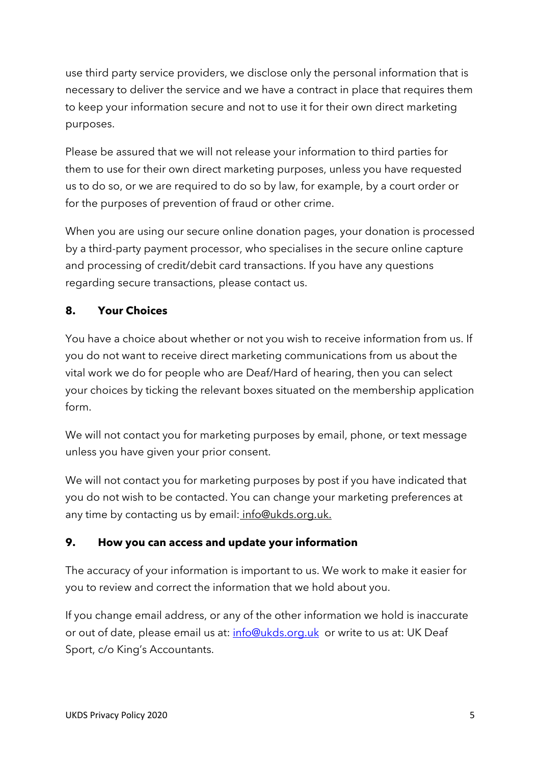use third party service providers, we disclose only the personal information that is necessary to deliver the service and we have a contract in place that requires them to keep your information secure and not to use it for their own direct marketing purposes.

Please be assured that we will not release your information to third parties for them to use for their own direct marketing purposes, unless you have requested us to do so, or we are required to do so by law, for example, by a court order or for the purposes of prevention of fraud or other crime.

When you are using our secure online donation pages, your donation is processed by a third-party payment processor, who specialises in the secure online capture and processing of credit/debit card transactions. If you have any questions regarding secure transactions, please contact us.

## 8. Your Choices

You have a choice about whether or not you wish to receive information from us. If you do not want to receive direct marketing communications from us about the vital work we do for people who are Deaf/Hard of hearing, then you can select your choices by ticking the relevant boxes situated on the membership application form.

We will not contact you for marketing purposes by email, phone, or text message unless you have given your prior consent.

We will not contact you for marketing purposes by post if you have indicated that you do not wish to be contacted. You can change your marketing preferences at any time by contacting us by email: info@ukds.org.uk.

## 9. How you can access and update your information

The accuracy of your information is important to us. We work to make it easier for you to review and correct the information that we hold about you.

If you change email address, or any of the other information we hold is inaccurate or out of date, please email us at: info@ukds.org.uk or write to us at: UK Deaf Sport, c/o King's Accountants.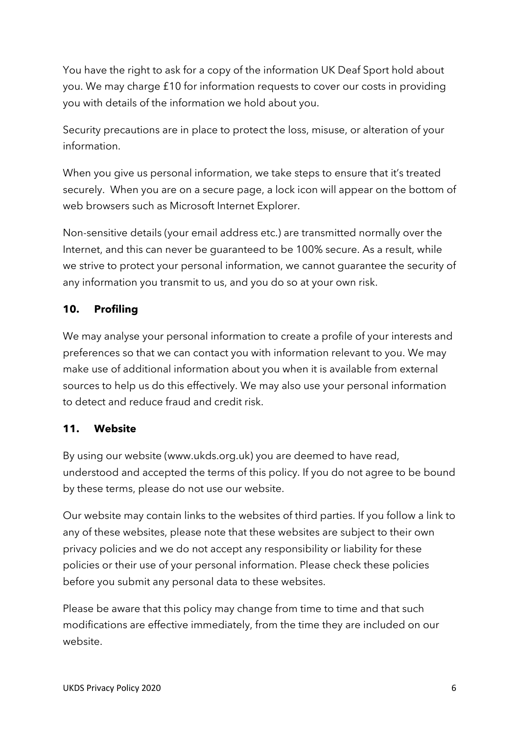You have the right to ask for a copy of the information UK Deaf Sport hold about you. We may charge £10 for information requests to cover our costs in providing you with details of the information we hold about you.

Security precautions are in place to protect the loss, misuse, or alteration of your information.

When you give us personal information, we take steps to ensure that it's treated securely. When you are on a secure page, a lock icon will appear on the bottom of web browsers such as Microsoft Internet Explorer.

Non-sensitive details (your email address etc.) are transmitted normally over the Internet, and this can never be guaranteed to be 100% secure. As a result, while we strive to protect your personal information, we cannot guarantee the security of any information you transmit to us, and you do so at your own risk.

## 10. Profiling

We may analyse your personal information to create a profile of your interests and preferences so that we can contact you with information relevant to you. We may make use of additional information about you when it is available from external sources to help us do this effectively. We may also use your personal information to detect and reduce fraud and credit risk.

## 11. Website

By using our website (www.ukds.org.uk) you are deemed to have read, understood and accepted the terms of this policy. If you do not agree to be bound by these terms, please do not use our website.

Our website may contain links to the websites of third parties. If you follow a link to any of these websites, please note that these websites are subject to their own privacy policies and we do not accept any responsibility or liability for these policies or their use of your personal information. Please check these policies before you submit any personal data to these websites.

Please be aware that this policy may change from time to time and that such modifications are effective immediately, from the time they are included on our website.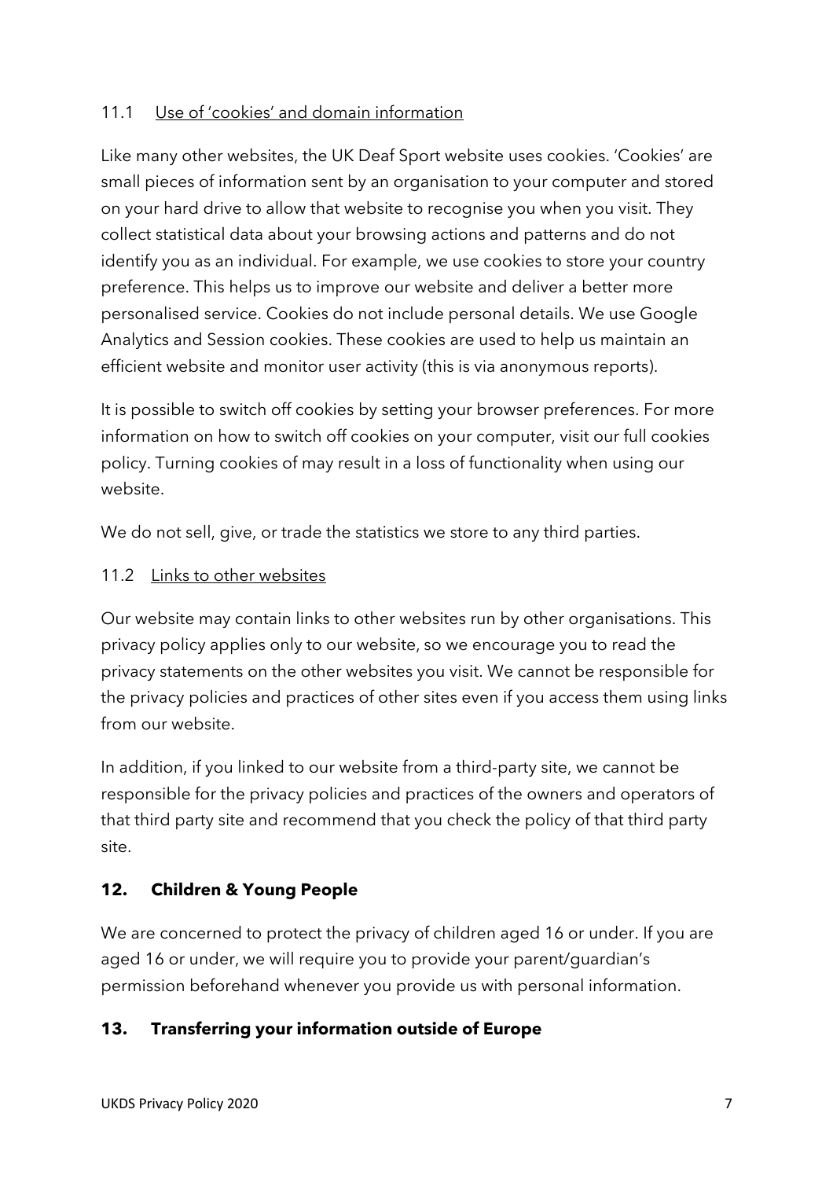### 11.1 Use of 'cookies' and domain information

Like many other websites, the UK Deaf Sport website uses cookies. 'Cookies' are small pieces of information sent by an organisation to your computer and stored on your hard drive to allow that website to recognise you when you visit. They collect statistical data about your browsing actions and patterns and do not identify you as an individual. For example, we use cookies to store your country preference. This helps us to improve our website and deliver a better more personalised service. Cookies do not include personal details. We use Google Analytics and Session cookies. These cookies are used to help us maintain an efficient website and monitor user activity (this is via anonymous reports).

It is possible to switch off cookies by setting your browser preferences. For more information on how to switch off cookies on your computer, visit our full cookies policy. Turning cookies of may result in a loss of functionality when using our website.

We do not sell, give, or trade the statistics we store to any third parties.

### 11.2 Links to other websites

Our website may contain links to other websites run by other organisations. This privacy policy applies only to our website, so we encourage you to read the privacy statements on the other websites you visit. We cannot be responsible for the privacy policies and practices of other sites even if you access them using links from our website.

In addition, if you linked to our website from a third-party site, we cannot be responsible for the privacy policies and practices of the owners and operators of that third party site and recommend that you check the policy of that third party site.

## 12. Children & Young People

We are concerned to protect the privacy of children aged 16 or under. If you are aged 16 or under, we will require you to provide your parent/guardian's permission beforehand whenever you provide us with personal information.

## 13. Transferring your information outside of Europe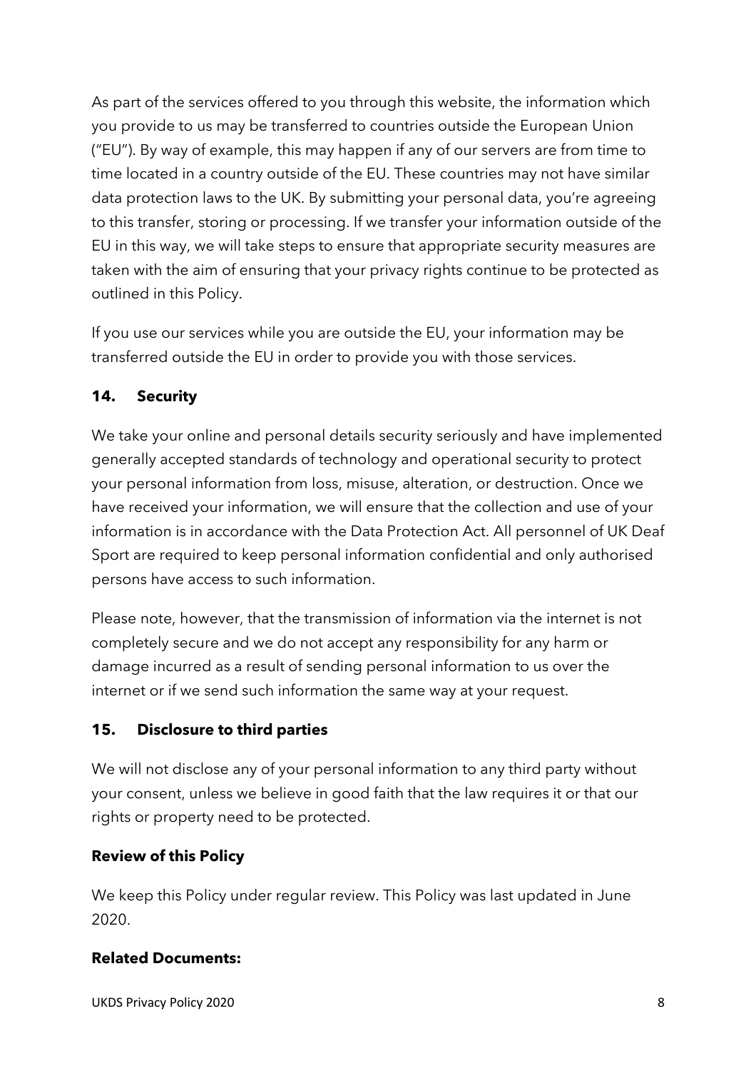As part of the services offered to you through this website, the information which you provide to us may be transferred to countries outside the European Union ("EU"). By way of example, this may happen if any of our servers are from time to time located in a country outside of the EU. These countries may not have similar data protection laws to the UK. By submitting your personal data, you're agreeing to this transfer, storing or processing. If we transfer your information outside of the EU in this way, we will take steps to ensure that appropriate security measures are taken with the aim of ensuring that your privacy rights continue to be protected as outlined in this Policy.

If you use our services while you are outside the EU, your information may be transferred outside the EU in order to provide you with those services.

## 14. Security

We take your online and personal details security seriously and have implemented generally accepted standards of technology and operational security to protect your personal information from loss, misuse, alteration, or destruction. Once we have received your information, we will ensure that the collection and use of your information is in accordance with the Data Protection Act. All personnel of UK Deaf Sport are required to keep personal information confidential and only authorised persons have access to such information.

Please note, however, that the transmission of information via the internet is not completely secure and we do not accept any responsibility for any harm or damage incurred as a result of sending personal information to us over the internet or if we send such information the same way at your request.

## 15. Disclosure to third parties

We will not disclose any of your personal information to any third party without your consent, unless we believe in good faith that the law requires it or that our rights or property need to be protected.

## Review of this Policy

We keep this Policy under regular review. This Policy was last updated in June 2020.

## Related Documents: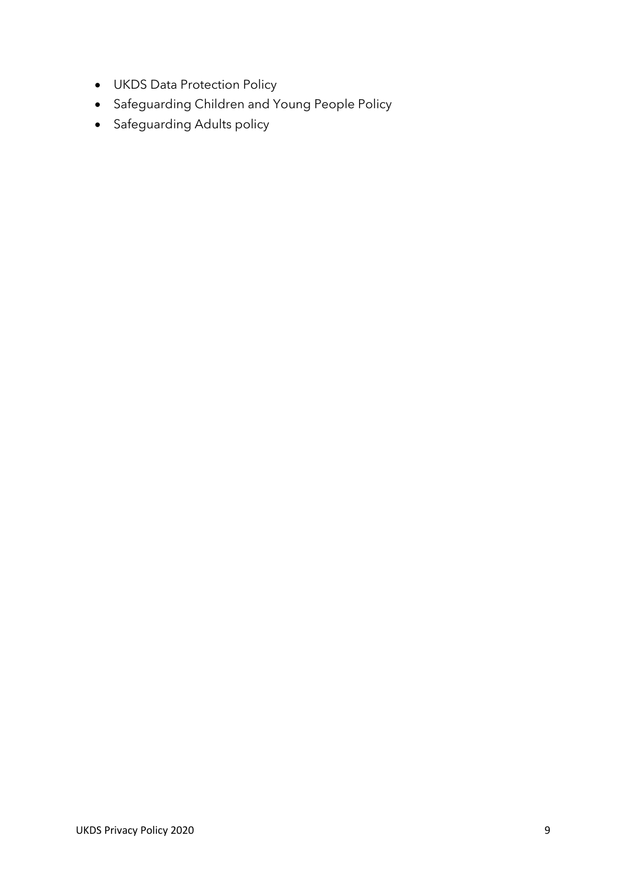- UKDS Data Protection Policy
- Safeguarding Children and Young People Policy
- Safeguarding Adults policy